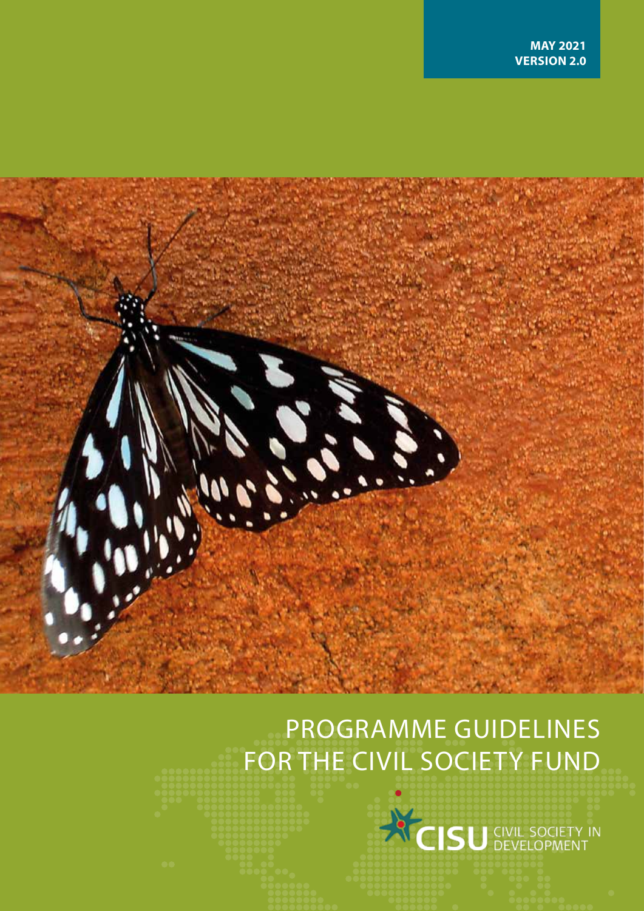**MAY 2021**
**VERSION 2.0**

# PROGRAMME GUIDELINES FOR THE CIVIL SOCIETY FUND

CISU CIVIL SOCIETY IN DEVELOPMENT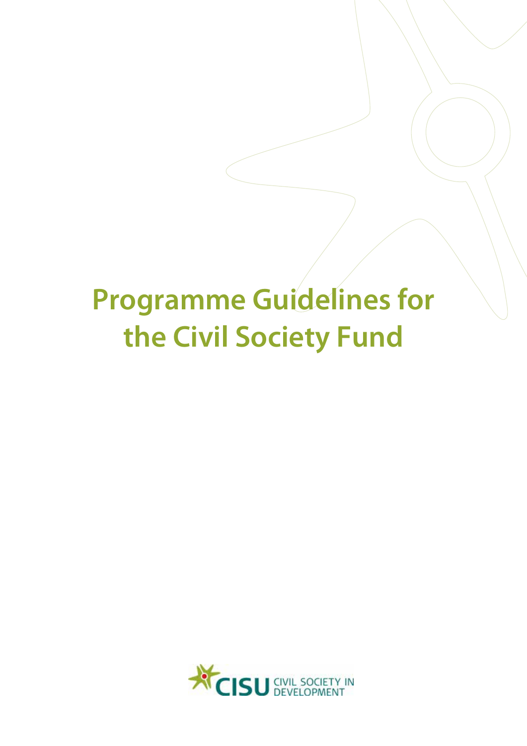# Programme Guidelines for the Civil Society Fund

CISU CIVIL SOCIETY IN DEVELOPMENT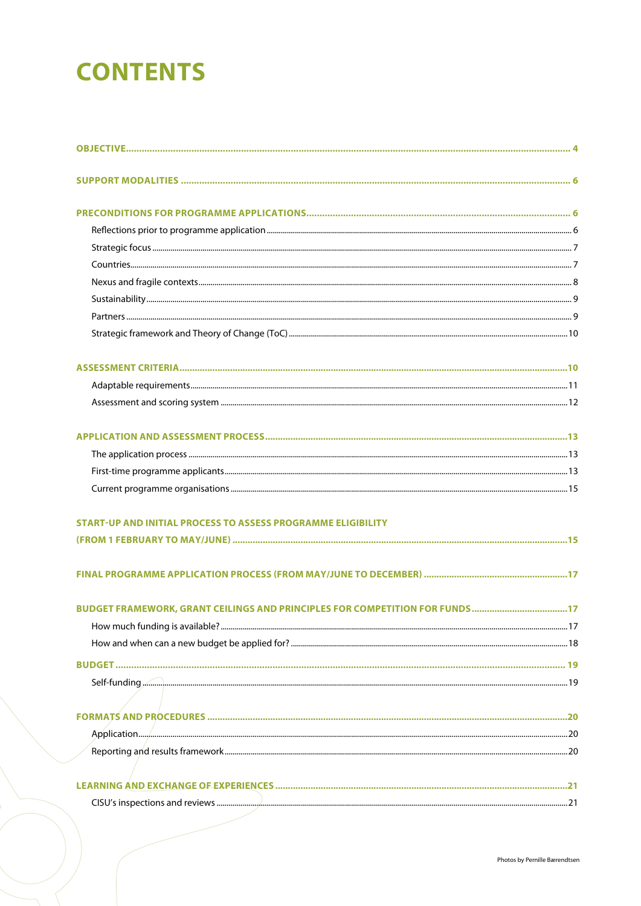# CONTENTS

**OBJECTIVE** ..... 4

**SUPPORT MODALITIES** ..... 6

**PRECONDITIONS FOR PROGRAMME APPLICATIONS** ..... 6

- Reflections prior to programme application ..... 6
- Strategic focus ..... 7
- Countries ..... 7
- Nexus and fragile contexts ..... 8
- Sustainability ..... 9
- Partners ..... 9
- Strategic framework and Theory of Change (ToC) ..... 10

**ASSESSMENT CRITERIA** ..... 10

- Adaptable requirements ..... 11
- Assessment and scoring system ..... 12

**APPLICATION AND ASSESSMENT PROCESS** ..... 13

- The application process ..... 13
- First-time programme applicants ..... 13
- Current programme organisations ..... 15

**START-UP AND INITIAL PROCESS TO ASSESS PROGRAMME ELIGIBILITY (FROM 1 FEBRUARY TO MAY/JUNE)** ..... 15

**FINAL PROGRAMME APPLICATION PROCESS (FROM MAY/JUNE TO DECEMBER)** ..... 17

**BUDGET FRAMEWORK, GRANT CEILINGS AND PRINCIPLES FOR COMPETITION FOR FUNDS** ..... 17

- How much funding is available? ..... 17
- How and when can a new budget be applied for? ..... 18

**BUDGET** ..... 19

- Self-funding ..... 19

**FORMATS AND PROCEDURES** ..... 20

- Application ..... 20
- Reporting and results framework ..... 20

**LEARNING AND EXCHANGE OF EXPERIENCES** ..... 21

- CISU's inspections and reviews ..... 21

Photos by Pernille Bærendtsen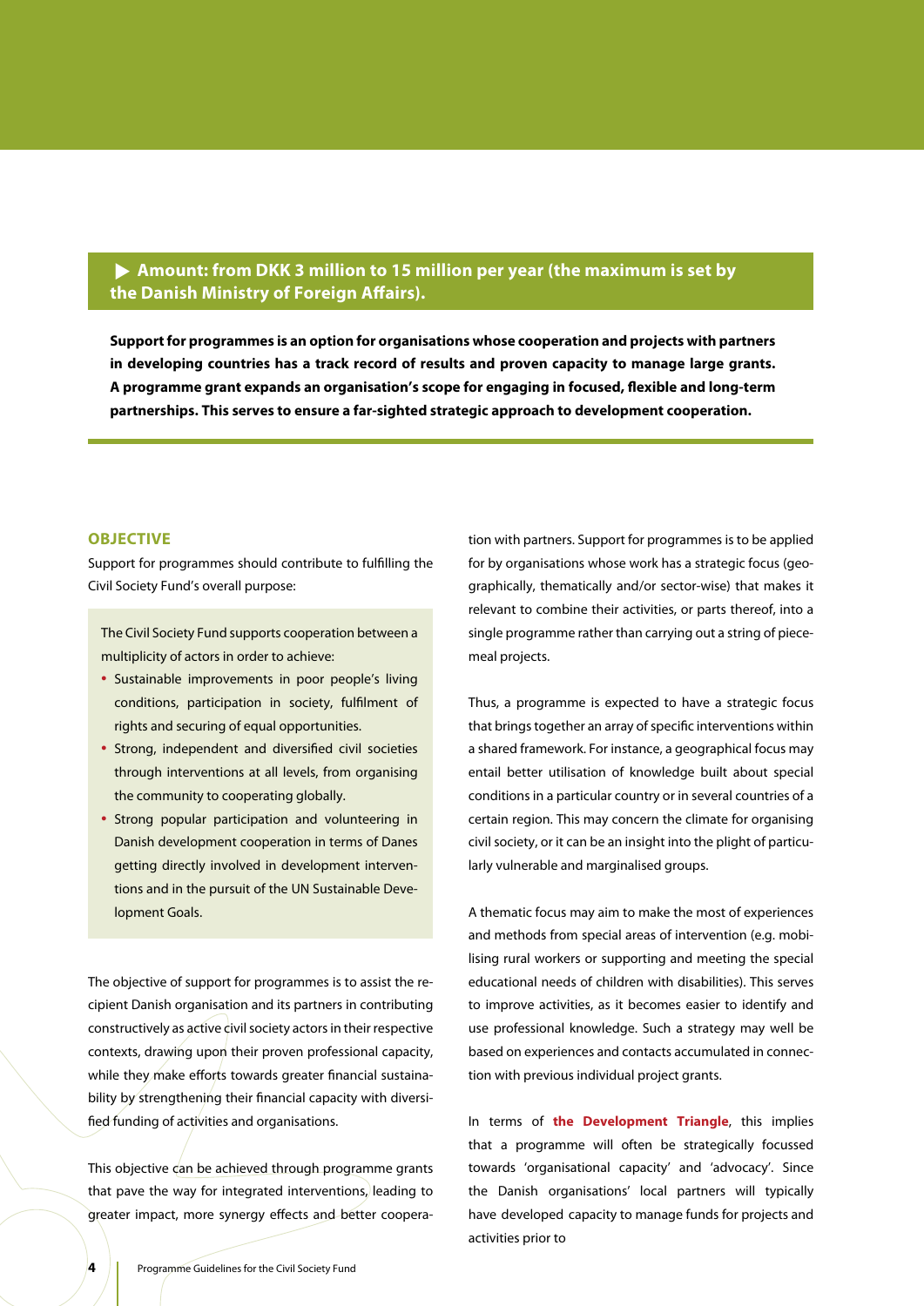**▶ Amount: from DKK 3 million to 15 million per year (the maximum is set by the Danish Ministry of Foreign Affairs).**

**Support for programmes is an option for organisations whose cooperation and projects with partners in developing countries has a track record of results and proven capacity to manage large grants. A programme grant expands an organisation's scope for engaging in focused, flexible and long-term partnerships. This serves to ensure a far-sighted strategic approach to development cooperation.**

## OBJECTIVE

Support for programmes should contribute to fulfilling the Civil Society Fund's overall purpose:

> The Civil Society Fund supports cooperation between a multiplicity of actors in order to achieve:
>
> - Sustainable improvements in poor people's living conditions, participation in society, fulfilment of rights and securing of equal opportunities.
> - Strong, independent and diversified civil societies through interventions at all levels, from organising the community to cooperating globally.
> - Strong popular participation and volunteering in Danish development cooperation in terms of Danes getting directly involved in development interventions and in the pursuit of the UN Sustainable Development Goals.

The objective of support for programmes is to assist the recipient Danish organisation and its partners in contributing constructively as active civil society actors in their respective contexts, drawing upon their proven professional capacity, while they make efforts towards greater financial sustainability by strengthening their financial capacity with diversified funding of activities and organisations.

This objective can be achieved through programme grants that pave the way for integrated interventions, leading to greater impact, more synergy effects and better cooperation with partners. Support for programmes is to be applied for by organisations whose work has a strategic focus (geographically, thematically and/or sector-wise) that makes it relevant to combine their activities, or parts thereof, into a single programme rather than carrying out a string of piecemeal projects.

Thus, a programme is expected to have a strategic focus that brings together an array of specific interventions within a shared framework. For instance, a geographical focus may entail better utilisation of knowledge built about special conditions in a particular country or in several countries of a certain region. This may concern the climate for organising civil society, or it can be an insight into the plight of particularly vulnerable and marginalised groups.

A thematic focus may aim to make the most of experiences and methods from special areas of intervention (e.g. mobilising rural workers or supporting and meeting the special educational needs of children with disabilities). This serves to improve activities, as it becomes easier to identify and use professional knowledge. Such a strategy may well be based on experiences and contacts accumulated in connection with previous individual project grants.

In terms of **the Development Triangle**, this implies that a programme will often be strategically focussed towards 'organisational capacity' and 'advocacy'. Since the Danish organisations' local partners will typically have developed capacity to manage funds for projects and activities prior to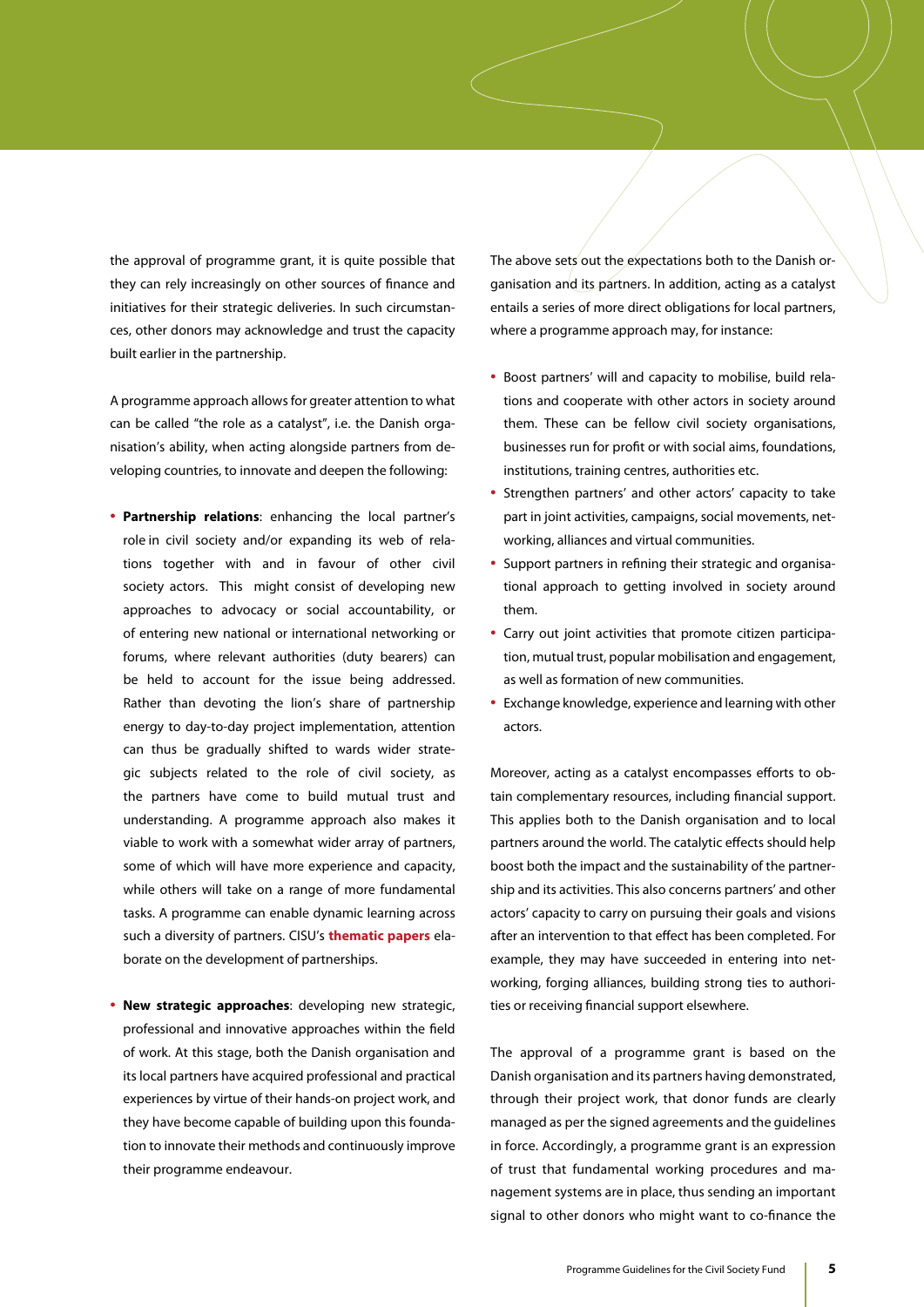the approval of programme grant, it is quite possible that they can rely increasingly on other sources of finance and initiatives for their strategic deliveries. In such circumstances, other donors may acknowledge and trust the capacity built earlier in the partnership.

A programme approach allows for greater attention to what can be called "the role as a catalyst", i.e. the Danish organisation's ability, when acting alongside partners from developing countries, to innovate and deepen the following:

- **Partnership relations**: enhancing the local partner's role in civil society and/or expanding its web of relations together with and in favour of other civil society actors. This might consist of developing new approaches to advocacy or social accountability, or of entering new national or international networking or forums, where relevant authorities (duty bearers) can be held to account for the issue being addressed. Rather than devoting the lion's share of partnership energy to day-to-day project implementation, attention can thus be gradually shifted to wards wider strategic subjects related to the role of civil society, as the partners have come to build mutual trust and understanding. A programme approach also makes it viable to work with a somewhat wider array of partners, some of which will have more experience and capacity, while others will take on a range of more fundamental tasks. A programme can enable dynamic learning across such a diversity of partners. CISU's **thematic papers** elaborate on the development of partnerships.

- **New strategic approaches**: developing new strategic, professional and innovative approaches within the field of work. At this stage, both the Danish organisation and its local partners have acquired professional and practical experiences by virtue of their hands-on project work, and they have become capable of building upon this foundation to innovate their methods and continuously improve their programme endeavour.

The above sets out the expectations both to the Danish organisation and its partners. In addition, acting as a catalyst entails a series of more direct obligations for local partners, where a programme approach may, for instance:

- Boost partners' will and capacity to mobilise, build relations and cooperate with other actors in society around them. These can be fellow civil society organisations, businesses run for profit or with social aims, foundations, institutions, training centres, authorities etc.
- Strengthen partners' and other actors' capacity to take part in joint activities, campaigns, social movements, networking, alliances and virtual communities.
- Support partners in refining their strategic and organisational approach to getting involved in society around them.
- Carry out joint activities that promote citizen participation, mutual trust, popular mobilisation and engagement, as well as formation of new communities.
- Exchange knowledge, experience and learning with other actors.

Moreover, acting as a catalyst encompasses efforts to obtain complementary resources, including financial support. This applies both to the Danish organisation and to local partners around the world. The catalytic effects should help boost both the impact and the sustainability of the partnership and its activities. This also concerns partners' and other actors' capacity to carry on pursuing their goals and visions after an intervention to that effect has been completed. For example, they may have succeeded in entering into networking, forging alliances, building strong ties to authorities or receiving financial support elsewhere.

The approval of a programme grant is based on the Danish organisation and its partners having demonstrated, through their project work, that donor funds are clearly managed as per the signed agreements and the guidelines in force. Accordingly, a programme grant is an expression of trust that fundamental working procedures and management systems are in place, thus sending an important signal to other donors who might want to co-finance the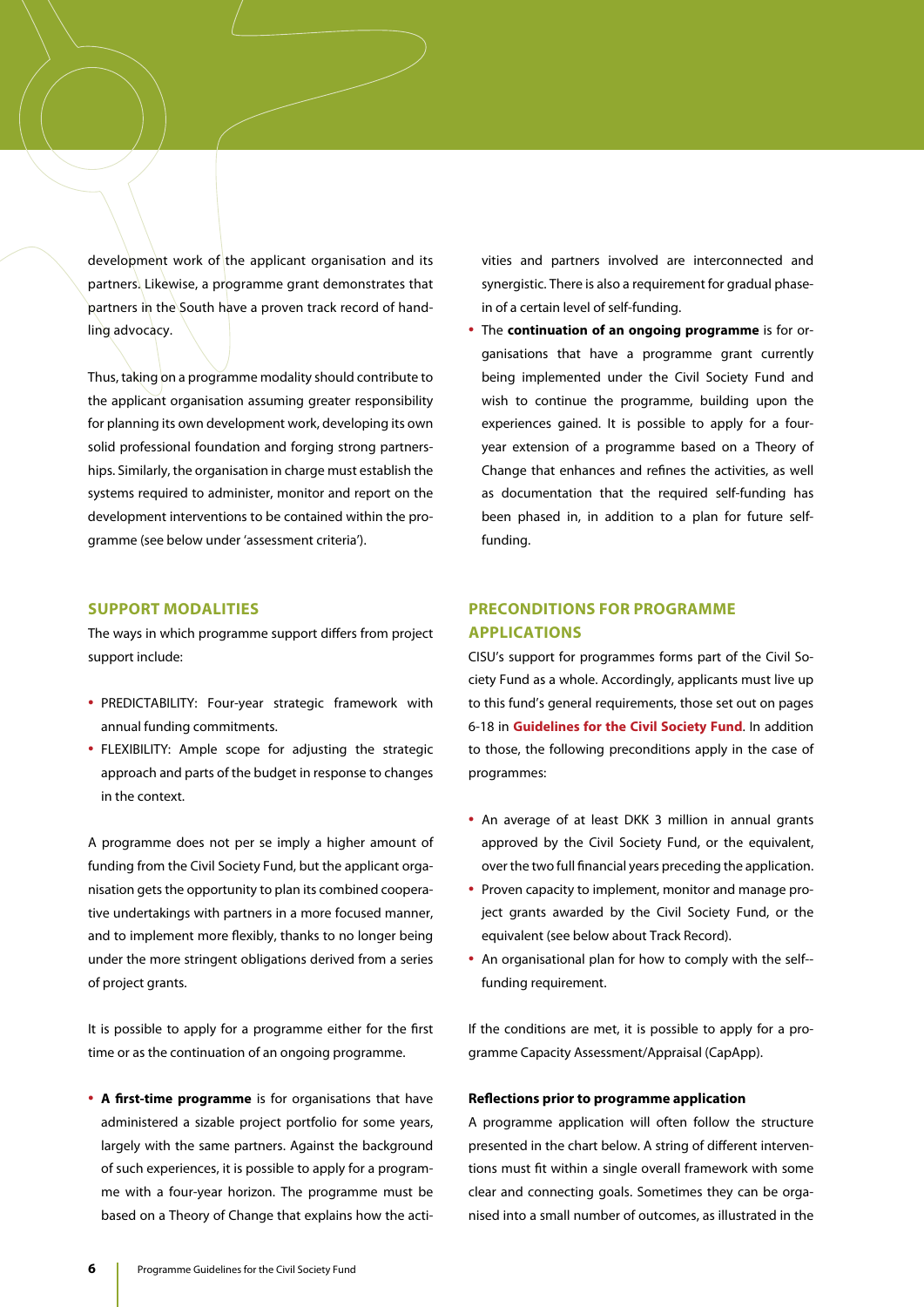development work of the applicant organisation and its partners. Likewise, a programme grant demonstrates that partners in the South have a proven track record of handling advocacy.

Thus, taking on a programme modality should contribute to the applicant organisation assuming greater responsibility for planning its own development work, developing its own solid professional foundation and forging strong partnerships. Similarly, the organisation in charge must establish the systems required to administer, monitor and report on the development interventions to be contained within the programme (see below under 'assessment criteria').

## SUPPORT MODALITIES

The ways in which programme support differs from project support include:

- PREDICTABILITY: Four-year strategic framework with annual funding commitments.
- FLEXIBILITY: Ample scope for adjusting the strategic approach and parts of the budget in response to changes in the context.

A programme does not per se imply a higher amount of funding from the Civil Society Fund, but the applicant organisation gets the opportunity to plan its combined cooperative undertakings with partners in a more focused manner, and to implement more flexibly, thanks to no longer being under the more stringent obligations derived from a series of project grants.

It is possible to apply for a programme either for the first time or as the continuation of an ongoing programme.

- **A first-time programme** is for organisations that have administered a sizable project portfolio for some years, largely with the same partners. Against the background of such experiences, it is possible to apply for a programme with a four-year horizon. The programme must be based on a Theory of Change that explains how the activities and partners involved are interconnected and synergistic. There is also a requirement for gradual phase-in of a certain level of self-funding.
- The **continuation of an ongoing programme** is for organisations that have a programme grant currently being implemented under the Civil Society Fund and wish to continue the programme, building upon the experiences gained. It is possible to apply for a four-year extension of a programme based on a Theory of Change that enhances and refines the activities, as well as documentation that the required self-funding has been phased in, in addition to a plan for future self-funding.

## PRECONDITIONS FOR PROGRAMME APPLICATIONS

CISU's support for programmes forms part of the Civil Society Fund as a whole. Accordingly, applicants must live up to this fund's general requirements, those set out on pages 6-18 in **Guidelines for the Civil Society Fund**. In addition to those, the following preconditions apply in the case of programmes:

- An average of at least DKK 3 million in annual grants approved by the Civil Society Fund, or the equivalent, over the two full financial years preceding the application.
- Proven capacity to implement, monitor and manage project grants awarded by the Civil Society Fund, or the equivalent (see below about Track Record).
- An organisational plan for how to comply with the self-funding requirement.

If the conditions are met, it is possible to apply for a programme Capacity Assessment/Appraisal (CapApp).

### Reflections prior to programme application

A programme application will often follow the structure presented in the chart below. A string of different interventions must fit within a single overall framework with some clear and connecting goals. Sometimes they can be organised into a small number of outcomes, as illustrated in the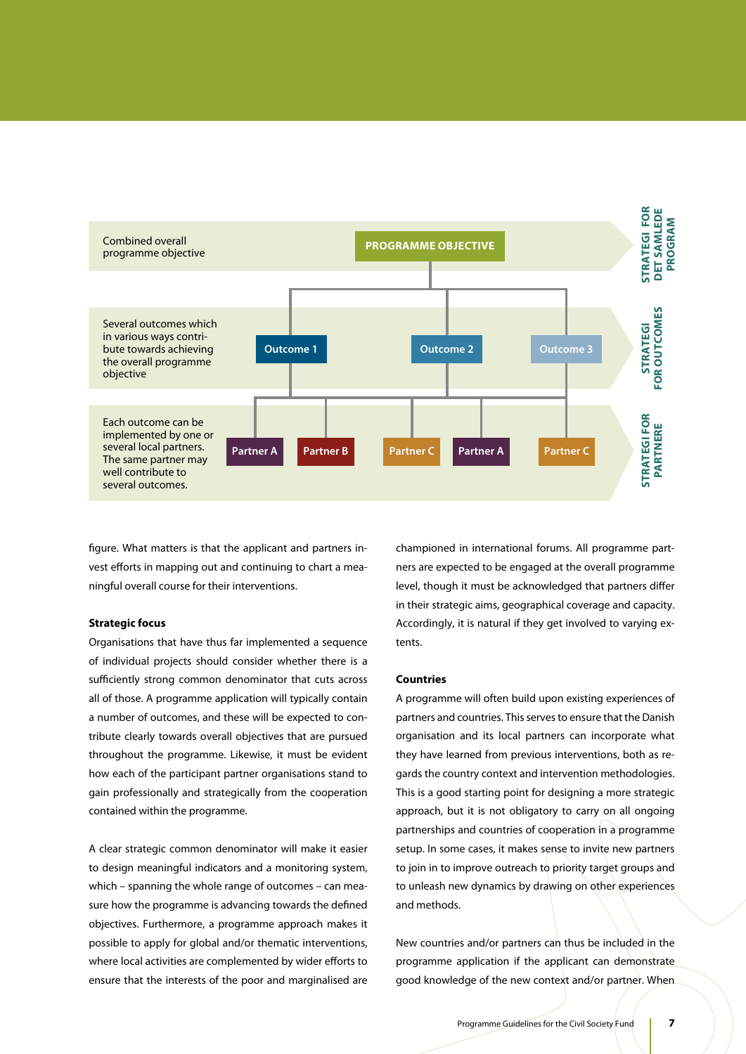Combined overall programme objective

**PROGRAMME OBJECTIVE**

**STRATEGI FOR DET SAMLEDE PROGRAM**

Several outcomes which in various ways contribute towards achieving the overall programme objective

**Outcome 1** | **Outcome 2** | **Outcome 3**

**STRATEGI FOR OUTCOMES**

Each outcome can be implemented by one or several local partners. The same partner may well contribute to several outcomes.

**Partner A** | **Partner B** | **Partner C** | **Partner A** | **Partner C**

**STRATEGI FOR PARTNERE**

figure. What matters is that the applicant and partners invest efforts in mapping out and continuing to chart a meaningful overall course for their interventions.

**Strategic focus**

Organisations that have thus far implemented a sequence of individual projects should consider whether there is a sufficiently strong common denominator that cuts across all of those. A programme application will typically contain a number of outcomes, and these will be expected to contribute clearly towards overall objectives that are pursued throughout the programme. Likewise, it must be evident how each of the participant partner organisations stand to gain professionally and strategically from the cooperation contained within the programme.

A clear strategic common denominator will make it easier to design meaningful indicators and a monitoring system, which – spanning the whole range of outcomes – can measure how the programme is advancing towards the defined objectives. Furthermore, a programme approach makes it possible to apply for global and/or thematic interventions, where local activities are complemented by wider efforts to ensure that the interests of the poor and marginalised are championed in international forums. All programme partners are expected to be engaged at the overall programme level, though it must be acknowledged that partners differ in their strategic aims, geographical coverage and capacity. Accordingly, it is natural if they get involved to varying extents.

**Countries**

A programme will often build upon existing experiences of partners and countries. This serves to ensure that the Danish organisation and its local partners can incorporate what they have learned from previous interventions, both as regards the country context and intervention methodologies. This is a good starting point for designing a more strategic approach, but it is not obligatory to carry on all ongoing partnerships and countries of cooperation in a programme setup. In some cases, it makes sense to invite new partners to join in to improve outreach to priority target groups and to unleash new dynamics by drawing on other experiences and methods.

New countries and/or partners can thus be included in the programme application if the applicant can demonstrate good knowledge of the new context and/or partner. When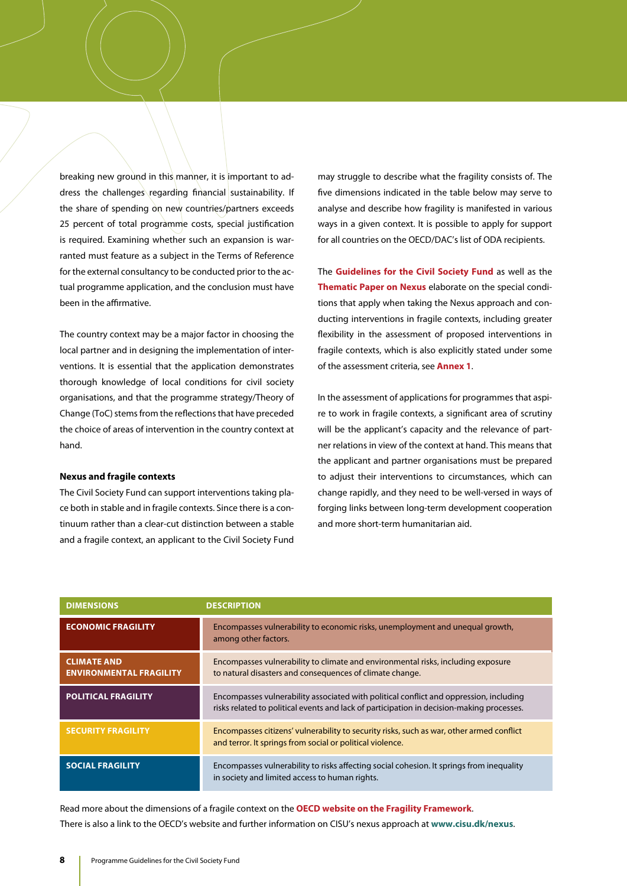breaking new ground in this manner, it is important to address the challenges regarding financial sustainability. If the share of spending on new countries/partners exceeds 25 percent of total programme costs, special justification is required. Examining whether such an expansion is warranted must feature as a subject in the Terms of Reference for the external consultancy to be conducted prior to the actual programme application, and the conclusion must have been in the affirmative.

The country context may be a major factor in choosing the local partner and in designing the implementation of interventions. It is essential that the application demonstrates thorough knowledge of local conditions for civil society organisations, and that the programme strategy/Theory of Change (ToC) stems from the reflections that have preceded the choice of areas of intervention in the country context at hand.

**Nexus and fragile contexts**

The Civil Society Fund can support interventions taking place both in stable and in fragile contexts. Since there is a continuum rather than a clear-cut distinction between a stable and a fragile context, an applicant to the Civil Society Fund may struggle to describe what the fragility consists of. The five dimensions indicated in the table below may serve to analyse and describe how fragility is manifested in various ways in a given context. It is possible to apply for support for all countries on the OECD/DAC's list of ODA recipients.

The **Guidelines for the Civil Society Fund** as well as the **Thematic Paper on Nexus** elaborate on the special conditions that apply when taking the Nexus approach and conducting interventions in fragile contexts, including greater flexibility in the assessment of proposed interventions in fragile contexts, which is also explicitly stated under some of the assessment criteria, see **Annex 1**.

In the assessment of applications for programmes that aspire to work in fragile contexts, a significant area of scrutiny will be the applicant's capacity and the relevance of partner relations in view of the context at hand. This means that the applicant and partner organisations must be prepared to adjust their interventions to circumstances, which can change rapidly, and they need to be well-versed in ways of forging links between long-term development cooperation and more short-term humanitarian aid.

| DIMENSIONS | DESCRIPTION |
|---|---|
| ECONOMIC FRAGILITY | Encompasses vulnerability to economic risks, unemployment and unequal growth, among other factors. |
| CLIMATE AND ENVIRONMENTAL FRAGILITY | Encompasses vulnerability to climate and environmental risks, including exposure to natural disasters and consequences of climate change. |
| POLITICAL FRAGILITY | Encompasses vulnerability associated with political conflict and oppression, including risks related to political events and lack of participation in decision-making processes. |
| SECURITY FRAGILITY | Encompasses citizens' vulnerability to security risks, such as war, other armed conflict and terror. It springs from social or political violence. |
| SOCIAL FRAGILITY | Encompasses vulnerability to risks affecting social cohesion. It springs from inequality in society and limited access to human rights. |

Read more about the dimensions of a fragile context on the **OECD website on the Fragility Framework**.
There is also a link to the OECD's website and further information on CISU's nexus approach at **www.cisu.dk/nexus**.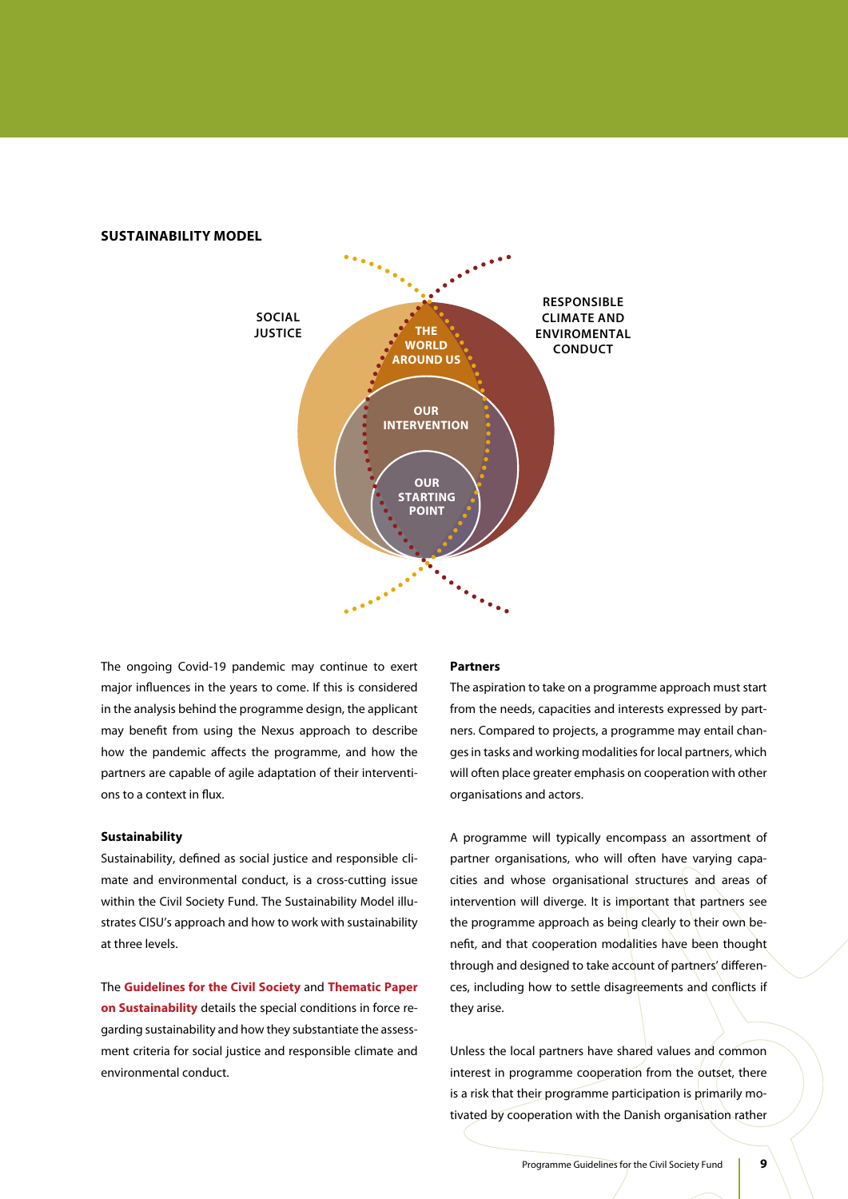**SUSTAINABILITY MODEL**

SOCIAL JUSTICE

RESPONSIBLE CLIMATE AND ENVIROMENTAL CONDUCT

THE WORLD AROUND US

OUR INTERVENTION

OUR STARTING POINT

The ongoing Covid-19 pandemic may continue to exert major influences in the years to come. If this is considered in the analysis behind the programme design, the applicant may benefit from using the Nexus approach to describe how the pandemic affects the programme, and how the partners are capable of agile adaptation of their interventions to a context in flux.

**Sustainability**

Sustainability, defined as social justice and responsible climate and environmental conduct, is a cross-cutting issue within the Civil Society Fund. The Sustainability Model illustrates CISU's approach and how to work with sustainability at three levels.

The **Guidelines for the Civil Society** and **Thematic Paper on Sustainability** details the special conditions in force regarding sustainability and how they substantiate the assessment criteria for social justice and responsible climate and environmental conduct.

**Partners**

The aspiration to take on a programme approach must start from the needs, capacities and interests expressed by partners. Compared to projects, a programme may entail changes in tasks and working modalities for local partners, which will often place greater emphasis on cooperation with other organisations and actors.

A programme will typically encompass an assortment of partner organisations, who will often have varying capacities and whose organisational structures and areas of intervention will diverge. It is important that partners see the programme approach as being clearly to their own benefit, and that cooperation modalities have been thought through and designed to take account of partners' differences, including how to settle disagreements and conflicts if they arise.

Unless the local partners have shared values and common interest in programme cooperation from the outset, there is a risk that their programme participation is primarily motivated by cooperation with the Danish organisation rather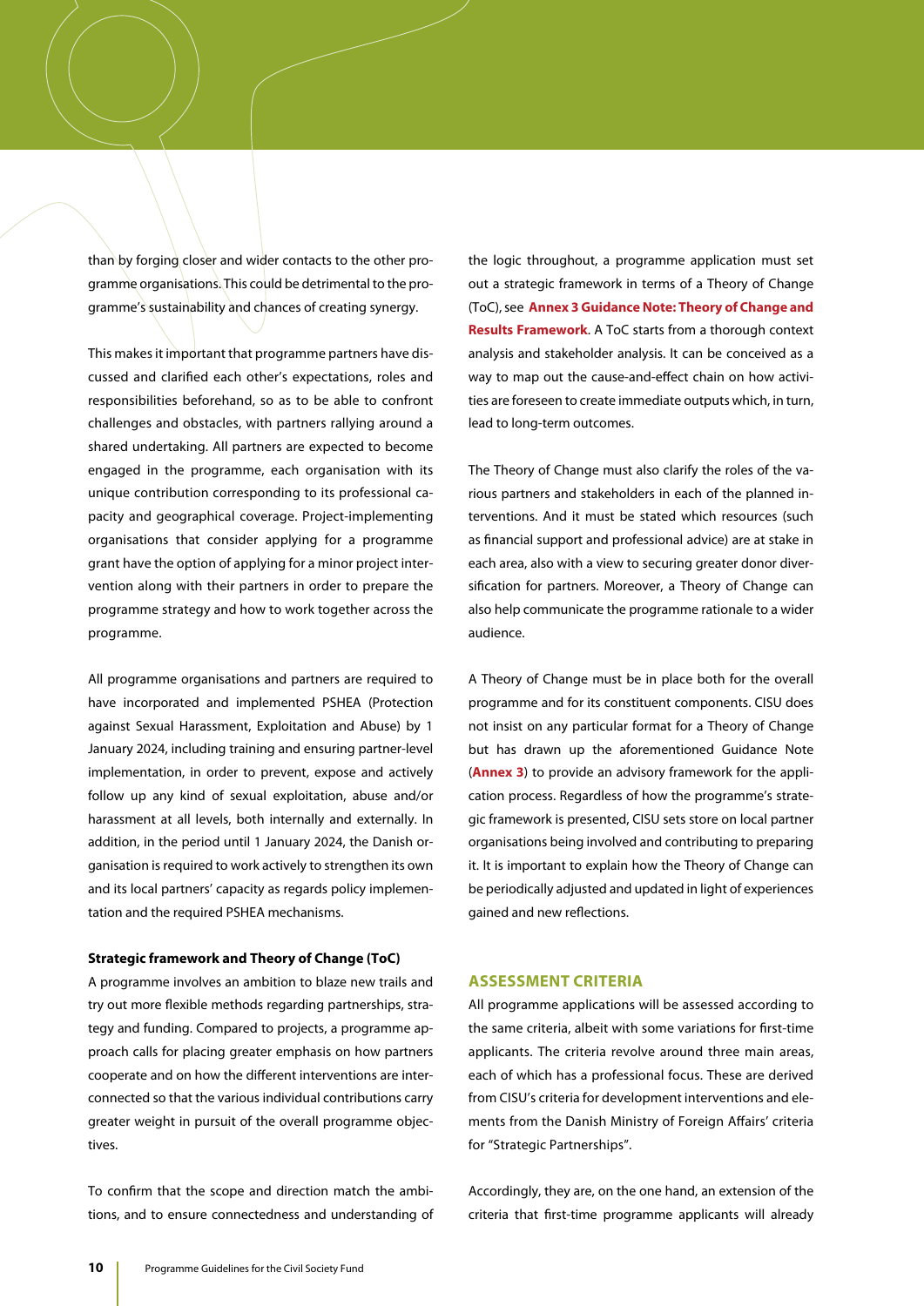than by forging closer and wider contacts to the other programme organisations. This could be detrimental to the programme's sustainability and chances of creating synergy.

This makes it important that programme partners have discussed and clarified each other's expectations, roles and responsibilities beforehand, so as to be able to confront challenges and obstacles, with partners rallying around a shared undertaking. All partners are expected to become engaged in the programme, each organisation with its unique contribution corresponding to its professional capacity and geographical coverage. Project-implementing organisations that consider applying for a programme grant have the option of applying for a minor project intervention along with their partners in order to prepare the programme strategy and how to work together across the programme.

All programme organisations and partners are required to have incorporated and implemented PSHEA (Protection against Sexual Harassment, Exploitation and Abuse) by 1 January 2024, including training and ensuring partner-level implementation, in order to prevent, expose and actively follow up any kind of sexual exploitation, abuse and/or harassment at all levels, both internally and externally. In addition, in the period until 1 January 2024, the Danish organisation is required to work actively to strengthen its own and its local partners' capacity as regards policy implementation and the required PSHEA mechanisms.

**Strategic framework and Theory of Change (ToC)**

A programme involves an ambition to blaze new trails and try out more flexible methods regarding partnerships, strategy and funding. Compared to projects, a programme approach calls for placing greater emphasis on how partners cooperate and on how the different interventions are interconnected so that the various individual contributions carry greater weight in pursuit of the overall programme objectives.

To confirm that the scope and direction match the ambitions, and to ensure connectedness and understanding of the logic throughout, a programme application must set out a strategic framework in terms of a Theory of Change (ToC), see **Annex 3 Guidance Note: Theory of Change and Results Framework**. A ToC starts from a thorough context analysis and stakeholder analysis. It can be conceived as a way to map out the cause-and-effect chain on how activities are foreseen to create immediate outputs which, in turn, lead to long-term outcomes.

The Theory of Change must also clarify the roles of the various partners and stakeholders in each of the planned interventions. And it must be stated which resources (such as financial support and professional advice) are at stake in each area, also with a view to securing greater donor diversification for partners. Moreover, a Theory of Change can also help communicate the programme rationale to a wider audience.

A Theory of Change must be in place both for the overall programme and for its constituent components. CISU does not insist on any particular format for a Theory of Change but has drawn up the aforementioned Guidance Note (**Annex 3**) to provide an advisory framework for the application process. Regardless of how the programme's strategic framework is presented, CISU sets store on local partner organisations being involved and contributing to preparing it. It is important to explain how the Theory of Change can be periodically adjusted and updated in light of experiences gained and new reflections.

## ASSESSMENT CRITERIA

All programme applications will be assessed according to the same criteria, albeit with some variations for first-time applicants. The criteria revolve around three main areas, each of which has a professional focus. These are derived from CISU's criteria for development interventions and elements from the Danish Ministry of Foreign Affairs' criteria for "Strategic Partnerships".

Accordingly, they are, on the one hand, an extension of the criteria that first-time programme applicants will already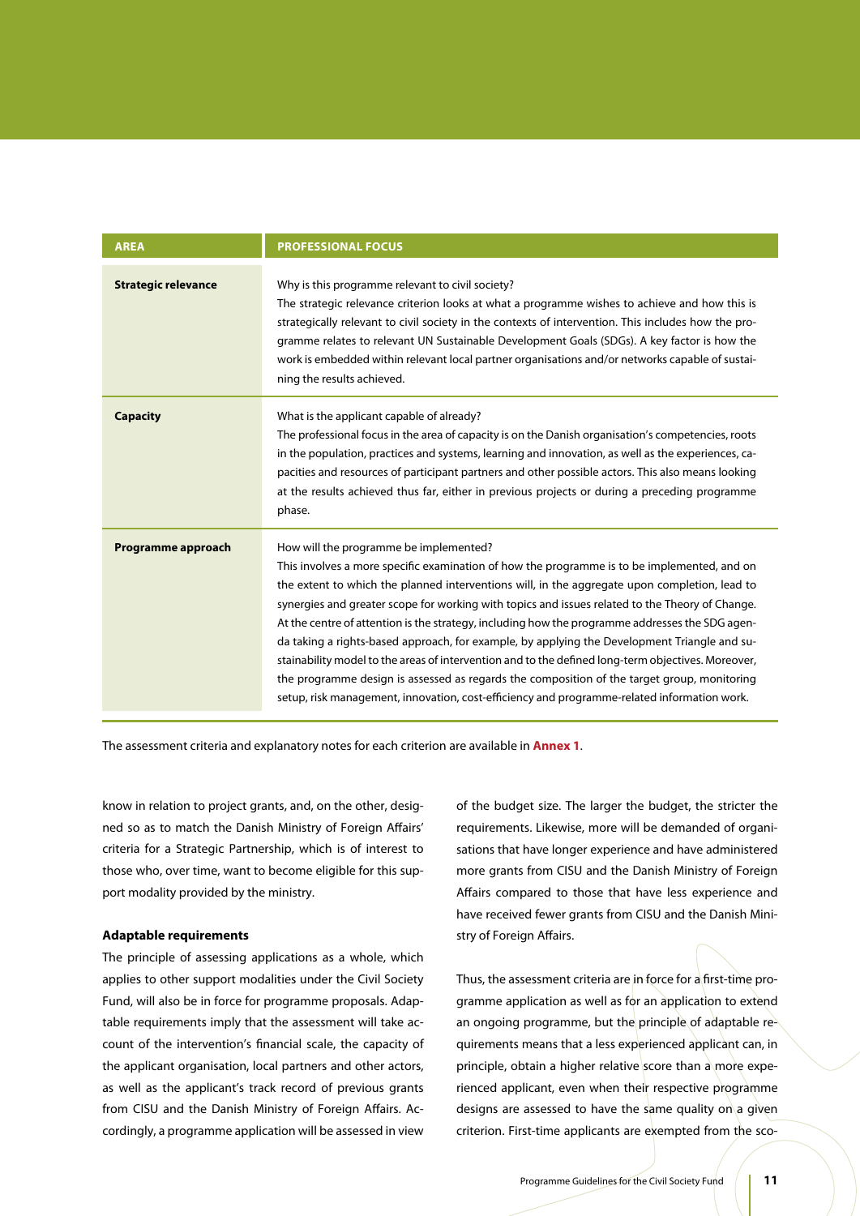| AREA | PROFESSIONAL FOCUS |
|---|---|
| **Strategic relevance** | Why is this programme relevant to civil society?<br>The strategic relevance criterion looks at what a programme wishes to achieve and how this is strategically relevant to civil society in the contexts of intervention. This includes how the programme relates to relevant UN Sustainable Development Goals (SDGs). A key factor is how the work is embedded within relevant local partner organisations and/or networks capable of sustaining the results achieved. |
| **Capacity** | What is the applicant capable of already?<br>The professional focus in the area of capacity is on the Danish organisation's competencies, roots in the population, practices and systems, learning and innovation, as well as the experiences, capacities and resources of participant partners and other possible actors. This also means looking at the results achieved thus far, either in previous projects or during a preceding programme phase. |
| **Programme approach** | How will the programme be implemented?<br>This involves a more specific examination of how the programme is to be implemented, and on the extent to which the planned interventions will, in the aggregate upon completion, lead to synergies and greater scope for working with topics and issues related to the Theory of Change. At the centre of attention is the strategy, including how the programme addresses the SDG agenda taking a rights-based approach, for example, by applying the Development Triangle and sustainability model to the areas of intervention and to the defined long-term objectives. Moreover, the programme design is assessed as regards the composition of the target group, monitoring setup, risk management, innovation, cost-efficiency and programme-related information work. |

The assessment criteria and explanatory notes for each criterion are available in **Annex 1**.

know in relation to project grants, and, on the other, designed so as to match the Danish Ministry of Foreign Affairs' criteria for a Strategic Partnership, which is of interest to those who, over time, want to become eligible for this support modality provided by the ministry.

**Adaptable requirements**

The principle of assessing applications as a whole, which applies to other support modalities under the Civil Society Fund, will also be in force for programme proposals. Adaptable requirements imply that the assessment will take account of the intervention's financial scale, the capacity of the applicant organisation, local partners and other actors, as well as the applicant's track record of previous grants from CISU and the Danish Ministry of Foreign Affairs. Accordingly, a programme application will be assessed in view of the budget size. The larger the budget, the stricter the requirements. Likewise, more will be demanded of organisations that have longer experience and have administered more grants from CISU and the Danish Ministry of Foreign Affairs compared to those that have less experience and have received fewer grants from CISU and the Danish Ministry of Foreign Affairs.

Thus, the assessment criteria are in force for a first-time programme application as well as for an application to extend an ongoing programme, but the principle of adaptable requirements means that a less experienced applicant can, in principle, obtain a higher relative score than a more experienced applicant, even when their respective programme designs are assessed to have the same quality on a given criterion. First-time applicants are exempted from the sco-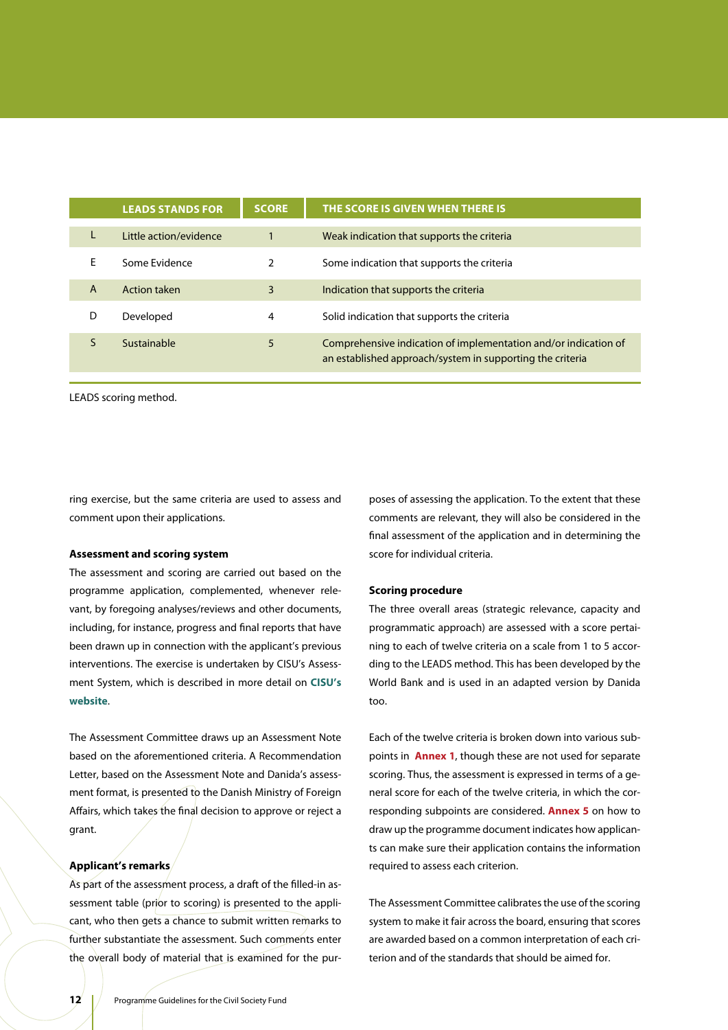| | LEADS STANDS FOR | SCORE | THE SCORE IS GIVEN WHEN THERE IS |
|---|---|---|---|
| L | Little action/evidence | 1 | Weak indication that supports the criteria |
| E | Some Evidence | 2 | Some indication that supports the criteria |
| A | Action taken | 3 | Indication that supports the criteria |
| D | Developed | 4 | Solid indication that supports the criteria |
| S | Sustainable | 5 | Comprehensive indication of implementation and/or indication of an established approach/system in supporting the criteria |

LEADS scoring method.

ring exercise, but the same criteria are used to assess and comment upon their applications.

**Assessment and scoring system**

The assessment and scoring are carried out based on the programme application, complemented, whenever relevant, by foregoing analyses/reviews and other documents, including, for instance, progress and final reports that have been drawn up in connection with the applicant's previous interventions. The exercise is undertaken by CISU's Assessment System, which is described in more detail on **CISU's website**.

The Assessment Committee draws up an Assessment Note based on the aforementioned criteria. A Recommendation Letter, based on the Assessment Note and Danida's assessment format, is presented to the Danish Ministry of Foreign Affairs, which takes the final decision to approve or reject a grant.

**Applicant's remarks**

As part of the assessment process, a draft of the filled-in assessment table (prior to scoring) is presented to the applicant, who then gets a chance to submit written remarks to further substantiate the assessment. Such comments enter the overall body of material that is examined for the purposes of assessing the application. To the extent that these comments are relevant, they will also be considered in the final assessment of the application and in determining the score for individual criteria.

**Scoring procedure**

The three overall areas (strategic relevance, capacity and programmatic approach) are assessed with a score pertaining to each of twelve criteria on a scale from 1 to 5 according to the LEADS method. This has been developed by the World Bank and is used in an adapted version by Danida too.

Each of the twelve criteria is broken down into various subpoints in **Annex 1**, though these are not used for separate scoring. Thus, the assessment is expressed in terms of a general score for each of the twelve criteria, in which the corresponding subpoints are considered. **Annex 5** on how to draw up the programme document indicates how applicants can make sure their application contains the information required to assess each criterion.

The Assessment Committee calibrates the use of the scoring system to make it fair across the board, ensuring that scores are awarded based on a common interpretation of each criterion and of the standards that should be aimed for.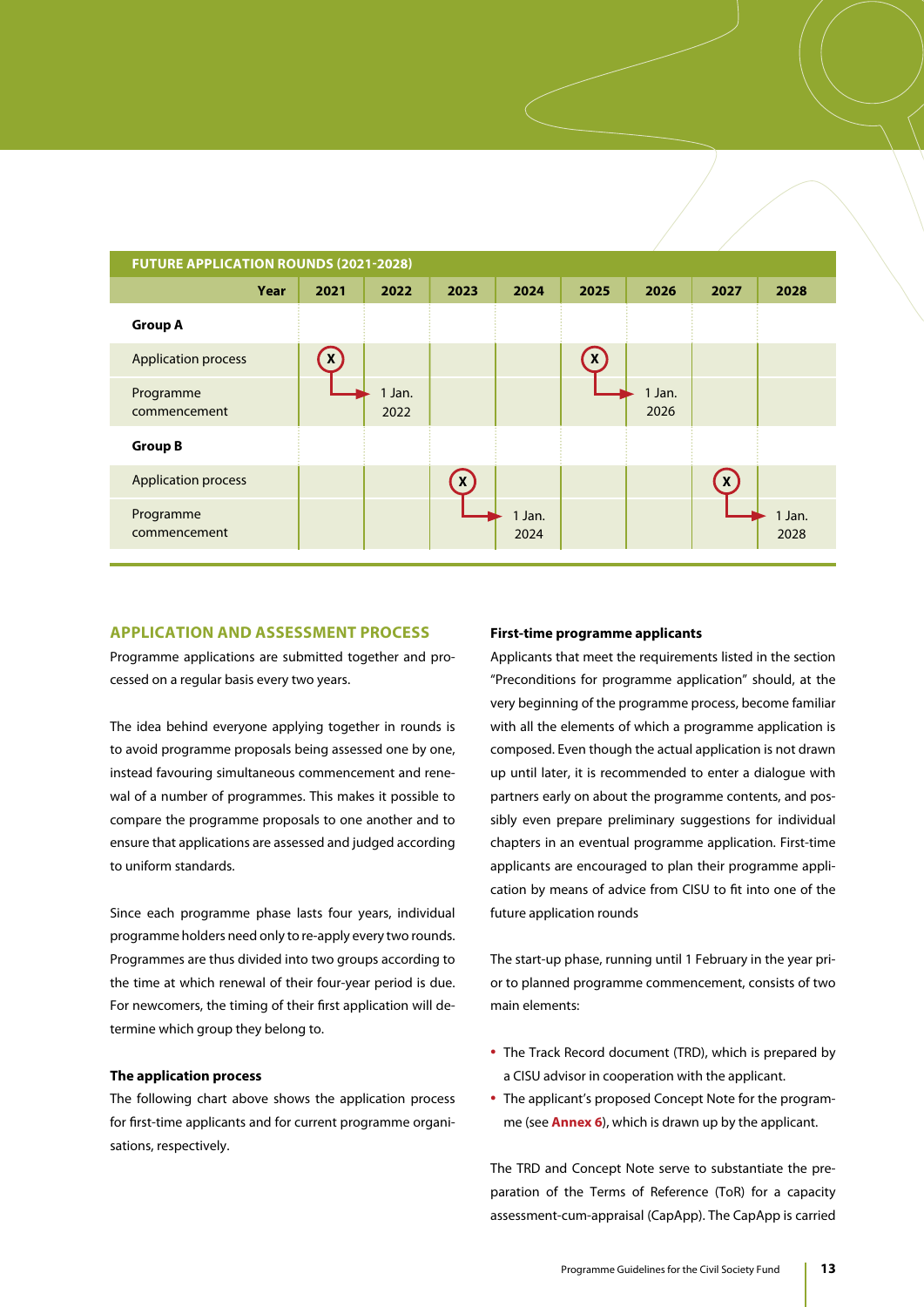| FUTURE APPLICATION ROUNDS (2021-2028) | | | | | | | | |
|---|---|---|---|---|---|---|---|---|
| Year | 2021 | 2022 | 2023 | 2024 | 2025 | 2026 | 2027 | 2028 |
| **Group A** | | | | | | | | |
| Application process | X | | | | X | | | |
| Programme commencement | | 1 Jan. 2022 | | | | 1 Jan. 2026 | | |
| **Group B** | | | | | | | | |
| Application process | | | X | | | | X | |
| Programme commencement | | | | 1 Jan. 2024 | | | | 1 Jan. 2028 |

## APPLICATION AND ASSESSMENT PROCESS

Programme applications are submitted together and processed on a regular basis every two years.

The idea behind everyone applying together in rounds is to avoid programme proposals being assessed one by one, instead favouring simultaneous commencement and renewal of a number of programmes. This makes it possible to compare the programme proposals to one another and to ensure that applications are assessed and judged according to uniform standards.

Since each programme phase lasts four years, individual programme holders need only to re-apply every two rounds. Programmes are thus divided into two groups according to the time at which renewal of their four-year period is due. For newcomers, the timing of their first application will determine which group they belong to.

### The application process

The following chart above shows the application process for first-time applicants and for current programme organisations, respectively.

### First-time programme applicants

Applicants that meet the requirements listed in the section "Preconditions for programme application" should, at the very beginning of the programme process, become familiar with all the elements of which a programme application is composed. Even though the actual application is not drawn up until later, it is recommended to enter a dialogue with partners early on about the programme contents, and possibly even prepare preliminary suggestions for individual chapters in an eventual programme application. First-time applicants are encouraged to plan their programme application by means of advice from CISU to fit into one of the future application rounds

The start-up phase, running until 1 February in the year prior to planned programme commencement, consists of two main elements:

- The Track Record document (TRD), which is prepared by a CISU advisor in cooperation with the applicant.
- The applicant's proposed Concept Note for the programme (see **Annex 6**), which is drawn up by the applicant.

The TRD and Concept Note serve to substantiate the preparation of the Terms of Reference (ToR) for a capacity assessment-cum-appraisal (CapApp). The CapApp is carried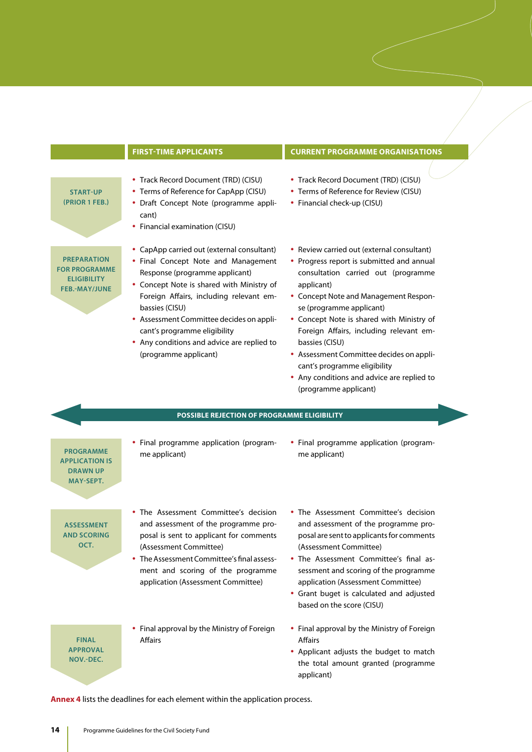| | FIRST-TIME APPLICANTS | CURRENT PROGRAMME ORGANISATIONS |
|---|---|---|
| START-UP (PRIOR 1 FEB.) | • Track Record Document (TRD) (CISU)<br>• Terms of Reference for CapApp (CISU)<br>• Draft Concept Note (programme applicant)<br>• Financial examination (CISU) | • Track Record Document (TRD) (CISU)<br>• Terms of Reference for Review (CISU)<br>• Financial check-up (CISU) |
| PREPARATION FOR PROGRAMME ELIGIBILITY FEB.-MAY/JUNE | • CapApp carried out (external consultant)<br>• Final Concept Note and Management Response (programme applicant)<br>• Concept Note is shared with Ministry of Foreign Affairs, including relevant embassies (CISU)<br>• Assessment Committee decides on applicant's programme eligibility<br>• Any conditions and advice are replied to (programme applicant) | • Review carried out (external consultant)<br>• Progress report is submitted and annual consultation carried out (programme applicant)<br>• Concept Note and Management Response (programme applicant)<br>• Concept Note is shared with Ministry of Foreign Affairs, including relevant embassies (CISU)<br>• Assessment Committee decides on applicant's programme eligibility<br>• Any conditions and advice are replied to (programme applicant) |
| **POSSIBLE REJECTION OF PROGRAMME ELIGIBILITY** | | |
| PROGRAMME APPLICATION IS DRAWN UP MAY-SEPT. | • Final programme application (programme applicant) | • Final programme application (programme applicant) |
| ASSESSMENT AND SCORING OCT. | • The Assessment Committee's decision and assessment of the programme proposal is sent to applicant for comments (Assessment Committee)<br>• The Assessment Committee's final assessment and scoring of the programme application (Assessment Committee) | • The Assessment Committee's decision and assessment of the programme proposal are sent to applicants for comments (Assessment Committee)<br>• The Assessment Committee's final assessment and scoring of the programme application (Assessment Committee)<br>• Grant buget is calculated and adjusted based on the score (CISU) |
| FINAL APPROVAL NOV.-DEC. | • Final approval by the Ministry of Foreign Affairs | • Final approval by the Ministry of Foreign Affairs<br>• Applicant adjusts the budget to match the total amount granted (programme applicant) |

**Annex 4** lists the deadlines for each element within the application process.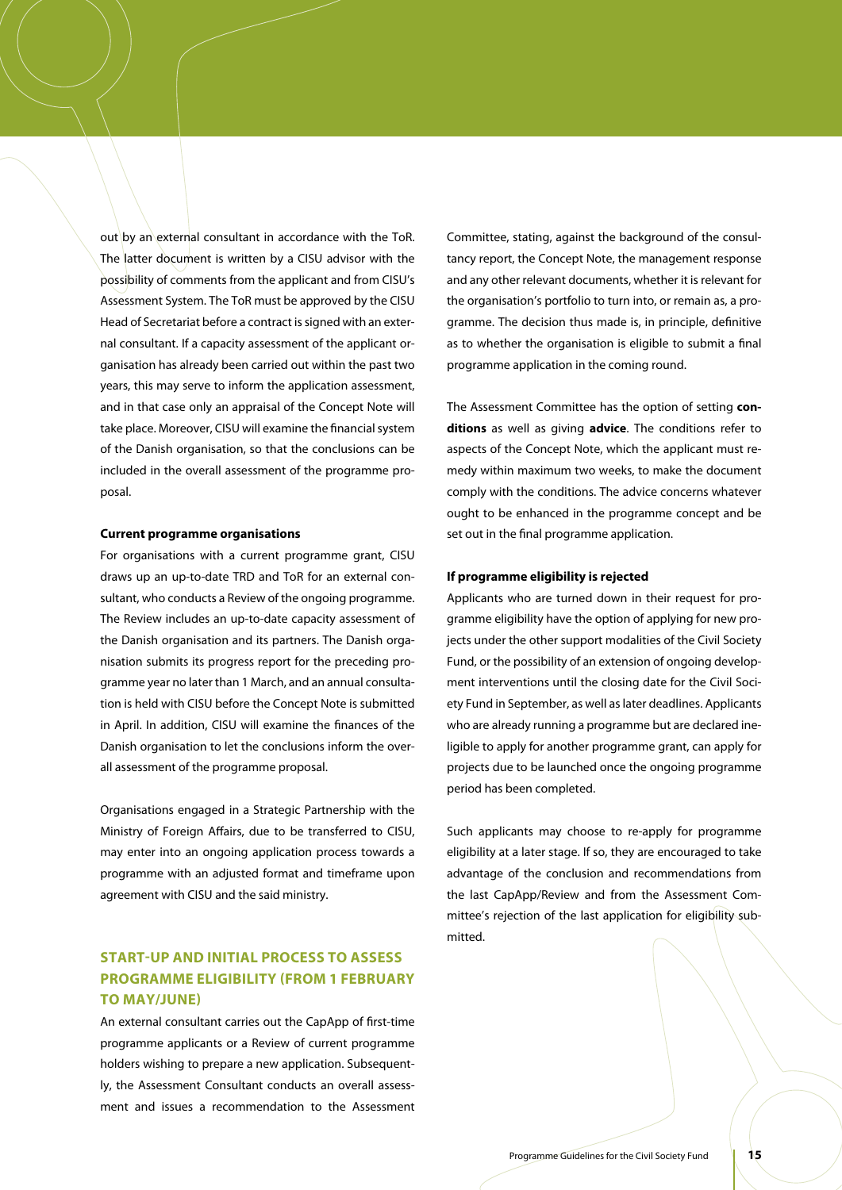out by an external consultant in accordance with the ToR. The latter document is written by a CISU advisor with the possibility of comments from the applicant and from CISU's Assessment System. The ToR must be approved by the CISU Head of Secretariat before a contract is signed with an external consultant. If a capacity assessment of the applicant organisation has already been carried out within the past two years, this may serve to inform the application assessment, and in that case only an appraisal of the Concept Note will take place. Moreover, CISU will examine the financial system of the Danish organisation, so that the conclusions can be included in the overall assessment of the programme proposal.

**Current programme organisations**

For organisations with a current programme grant, CISU draws up an up-to-date TRD and ToR for an external consultant, who conducts a Review of the ongoing programme. The Review includes an up-to-date capacity assessment of the Danish organisation and its partners. The Danish organisation submits its progress report for the preceding programme year no later than 1 March, and an annual consultation is held with CISU before the Concept Note is submitted in April. In addition, CISU will examine the finances of the Danish organisation to let the conclusions inform the overall assessment of the programme proposal.

Organisations engaged in a Strategic Partnership with the Ministry of Foreign Affairs, due to be transferred to CISU, may enter into an ongoing application process towards a programme with an adjusted format and timeframe upon agreement with CISU and the said ministry.

## START-UP AND INITIAL PROCESS TO ASSESS PROGRAMME ELIGIBILITY (FROM 1 FEBRUARY TO MAY/JUNE)

An external consultant carries out the CapApp of first-time programme applicants or a Review of current programme holders wishing to prepare a new application. Subsequently, the Assessment Consultant conducts an overall assessment and issues a recommendation to the Assessment Committee, stating, against the background of the consultancy report, the Concept Note, the management response and any other relevant documents, whether it is relevant for the organisation's portfolio to turn into, or remain as, a programme. The decision thus made is, in principle, definitive as to whether the organisation is eligible to submit a final programme application in the coming round.

The Assessment Committee has the option of setting **conditions** as well as giving **advice**. The conditions refer to aspects of the Concept Note, which the applicant must remedy within maximum two weeks, to make the document comply with the conditions. The advice concerns whatever ought to be enhanced in the programme concept and be set out in the final programme application.

**If programme eligibility is rejected**

Applicants who are turned down in their request for programme eligibility have the option of applying for new projects under the other support modalities of the Civil Society Fund, or the possibility of an extension of ongoing development interventions until the closing date for the Civil Society Fund in September, as well as later deadlines. Applicants who are already running a programme but are declared ineligible to apply for another programme grant, can apply for projects due to be launched once the ongoing programme period has been completed.

Such applicants may choose to re-apply for programme eligibility at a later stage. If so, they are encouraged to take advantage of the conclusion and recommendations from the last CapApp/Review and from the Assessment Committee's rejection of the last application for eligibility submitted.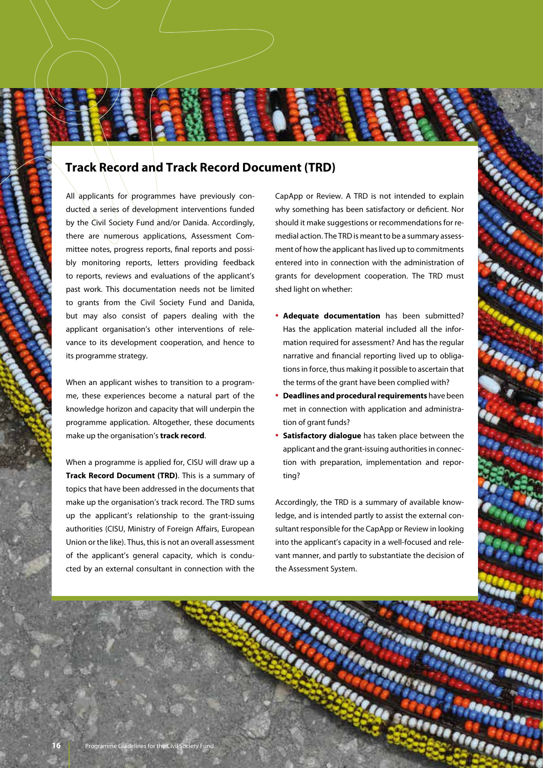## Track Record and Track Record Document (TRD)

All applicants for programmes have previously conducted a series of development interventions funded by the Civil Society Fund and/or Danida. Accordingly, there are numerous applications, Assessment Committee notes, progress reports, final reports and possibly monitoring reports, letters providing feedback to reports, reviews and evaluations of the applicant's past work. This documentation needs not be limited to grants from the Civil Society Fund and Danida, but may also consist of papers dealing with the applicant organisation's other interventions of relevance to its development cooperation, and hence to its programme strategy.

When an applicant wishes to transition to a programme, these experiences become a natural part of the knowledge horizon and capacity that will underpin the programme application. Altogether, these documents make up the organisation's **track record**.

When a programme is applied for, CISU will draw up a **Track Record Document (TRD)**. This is a summary of topics that have been addressed in the documents that make up the organisation's track record. The TRD sums up the applicant's relationship to the grant-issuing authorities (CISU, Ministry of Foreign Affairs, European Union or the like). Thus, this is not an overall assessment of the applicant's general capacity, which is conducted by an external consultant in connection with the CapApp or Review. A TRD is not intended to explain why something has been satisfactory or deficient. Nor should it make suggestions or recommendations for remedial action. The TRD is meant to be a summary assessment of how the applicant has lived up to commitments entered into in connection with the administration of grants for development cooperation. The TRD must shed light on whether:

- **Adequate documentation** has been submitted? Has the application material included all the information required for assessment? And has the regular narrative and financial reporting lived up to obligations in force, thus making it possible to ascertain that the terms of the grant have been complied with?
- **Deadlines and procedural requirements** have been met in connection with application and administration of grant funds?
- **Satisfactory dialogue** has taken place between the applicant and the grant-issuing authorities in connection with preparation, implementation and reporting?

Accordingly, the TRD is a summary of available knowledge, and is intended partly to assist the external consultant responsible for the CapApp or Review in looking into the applicant's capacity in a well-focused and relevant manner, and partly to substantiate the decision of the Assessment System.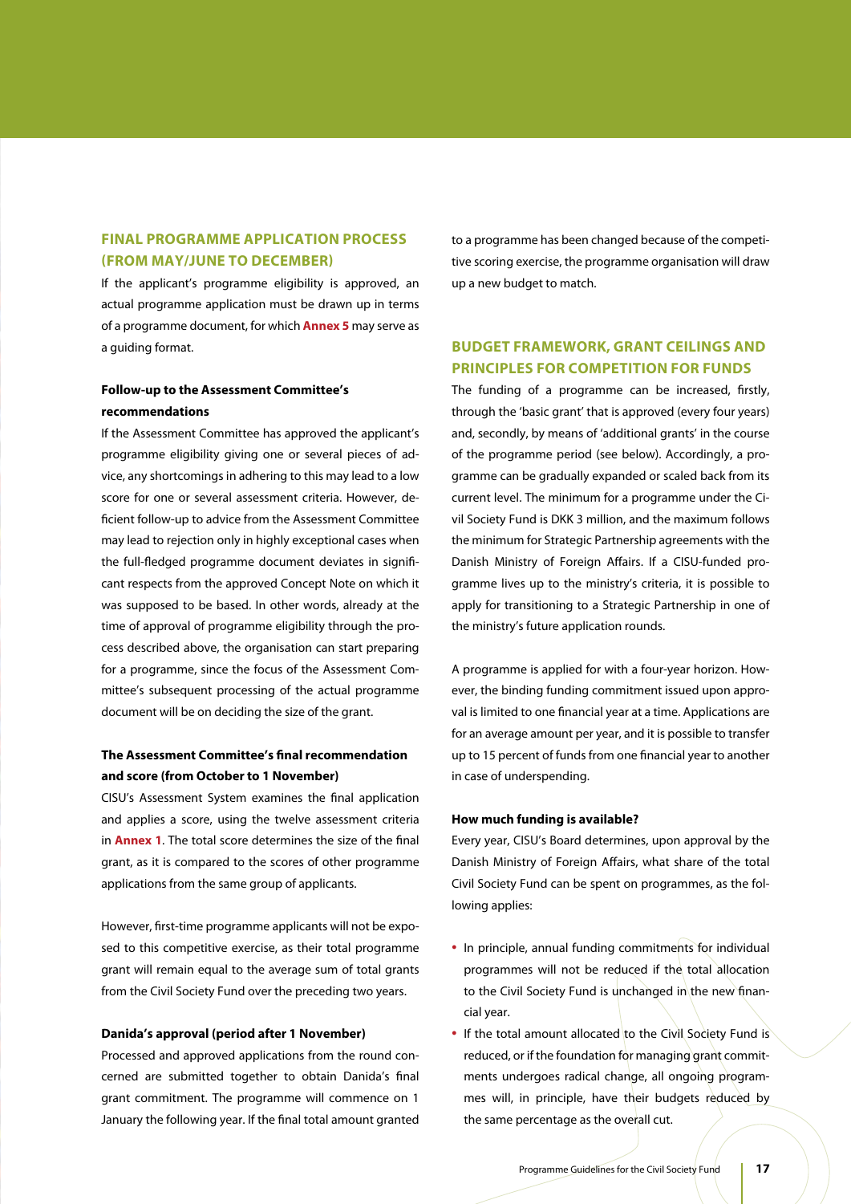## FINAL PROGRAMME APPLICATION PROCESS (FROM MAY/JUNE TO DECEMBER)

If the applicant's programme eligibility is approved, an actual programme application must be drawn up in terms of a programme document, for which **Annex 5** may serve as a guiding format.

### Follow-up to the Assessment Committee's recommendations

If the Assessment Committee has approved the applicant's programme eligibility giving one or several pieces of advice, any shortcomings in adhering to this may lead to a low score for one or several assessment criteria. However, deficient follow-up to advice from the Assessment Committee may lead to rejection only in highly exceptional cases when the full-fledged programme document deviates in significant respects from the approved Concept Note on which it was supposed to be based. In other words, already at the time of approval of programme eligibility through the process described above, the organisation can start preparing for a programme, since the focus of the Assessment Committee's subsequent processing of the actual programme document will be on deciding the size of the grant.

### The Assessment Committee's final recommendation and score (from October to 1 November)

CISU's Assessment System examines the final application and applies a score, using the twelve assessment criteria in **Annex 1**. The total score determines the size of the final grant, as it is compared to the scores of other programme applications from the same group of applicants.

However, first-time programme applicants will not be exposed to this competitive exercise, as their total programme grant will remain equal to the average sum of total grants from the Civil Society Fund over the preceding two years.

### Danida's approval (period after 1 November)

Processed and approved applications from the round concerned are submitted together to obtain Danida's final grant commitment. The programme will commence on 1 January the following year. If the final total amount granted to a programme has been changed because of the competitive scoring exercise, the programme organisation will draw up a new budget to match.

## BUDGET FRAMEWORK, GRANT CEILINGS AND PRINCIPLES FOR COMPETITION FOR FUNDS

The funding of a programme can be increased, firstly, through the 'basic grant' that is approved (every four years) and, secondly, by means of 'additional grants' in the course of the programme period (see below). Accordingly, a programme can be gradually expanded or scaled back from its current level. The minimum for a programme under the Civil Society Fund is DKK 3 million, and the maximum follows the minimum for Strategic Partnership agreements with the Danish Ministry of Foreign Affairs. If a CISU-funded programme lives up to the ministry's criteria, it is possible to apply for transitioning to a Strategic Partnership in one of the ministry's future application rounds.

A programme is applied for with a four-year horizon. However, the binding funding commitment issued upon approval is limited to one financial year at a time. Applications are for an average amount per year, and it is possible to transfer up to 15 percent of funds from one financial year to another in case of underspending.

### How much funding is available?

Every year, CISU's Board determines, upon approval by the Danish Ministry of Foreign Affairs, what share of the total Civil Society Fund can be spent on programmes, as the following applies:

- In principle, annual funding commitments for individual programmes will not be reduced if the total allocation to the Civil Society Fund is unchanged in the new financial year.
- If the total amount allocated to the Civil Society Fund is reduced, or if the foundation for managing grant commitments undergoes radical change, all ongoing programmes will, in principle, have their budgets reduced by the same percentage as the overall cut.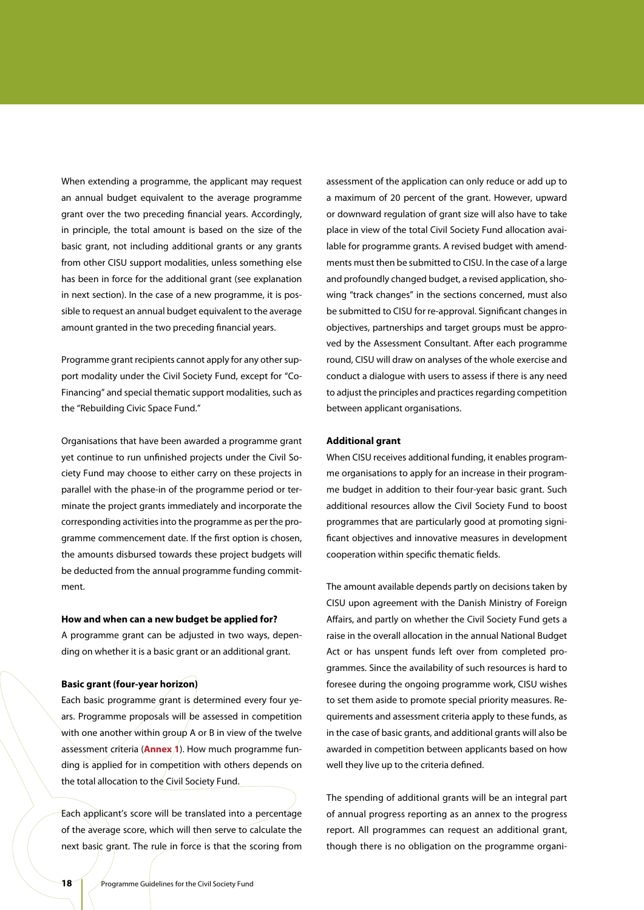When extending a programme, the applicant may request an annual budget equivalent to the average programme grant over the two preceding financial years. Accordingly, in principle, the total amount is based on the size of the basic grant, not including additional grants or any grants from other CISU support modalities, unless something else has been in force for the additional grant (see explanation in next section). In the case of a new programme, it is possible to request an annual budget equivalent to the average amount granted in the two preceding financial years.

Programme grant recipients cannot apply for any other support modality under the Civil Society Fund, except for "Co-Financing" and special thematic support modalities, such as the "Rebuilding Civic Space Fund."

Organisations that have been awarded a programme grant yet continue to run unfinished projects under the Civil Society Fund may choose to either carry on these projects in parallel with the phase-in of the programme period or terminate the project grants immediately and incorporate the corresponding activities into the programme as per the programme commencement date. If the first option is chosen, the amounts disbursed towards these project budgets will be deducted from the annual programme funding commitment.

**How and when can a new budget be applied for?**

A programme grant can be adjusted in two ways, depending on whether it is a basic grant or an additional grant.

**Basic grant (four-year horizon)**

Each basic programme grant is determined every four years. Programme proposals will be assessed in competition with one another within group A or B in view of the twelve assessment criteria (**Annex 1**). How much programme funding is applied for in competition with others depends on the total allocation to the Civil Society Fund.

Each applicant's score will be translated into a percentage of the average score, which will then serve to calculate the next basic grant. The rule in force is that the scoring from assessment of the application can only reduce or add up to a maximum of 20 percent of the grant. However, upward or downward regulation of grant size will also have to take place in view of the total Civil Society Fund allocation available for programme grants. A revised budget with amendments must then be submitted to CISU. In the case of a large and profoundly changed budget, a revised application, showing "track changes" in the sections concerned, must also be submitted to CISU for re-approval. Significant changes in objectives, partnerships and target groups must be approved by the Assessment Consultant. After each programme round, CISU will draw on analyses of the whole exercise and conduct a dialogue with users to assess if there is any need to adjust the principles and practices regarding competition between applicant organisations.

**Additional grant**

When CISU receives additional funding, it enables programme organisations to apply for an increase in their programme budget in addition to their four-year basic grant. Such additional resources allow the Civil Society Fund to boost programmes that are particularly good at promoting significant objectives and innovative measures in development cooperation within specific thematic fields.

The amount available depends partly on decisions taken by CISU upon agreement with the Danish Ministry of Foreign Affairs, and partly on whether the Civil Society Fund gets a raise in the overall allocation in the annual National Budget Act or has unspent funds left over from completed programmes. Since the availability of such resources is hard to foresee during the ongoing programme work, CISU wishes to set them aside to promote special priority measures. Requirements and assessment criteria apply to these funds, as in the case of basic grants, and additional grants will also be awarded in competition between applicants based on how well they live up to the criteria defined.

The spending of additional grants will be an integral part of annual progress reporting as an annex to the progress report. All programmes can request an additional grant, though there is no obligation on the programme organi-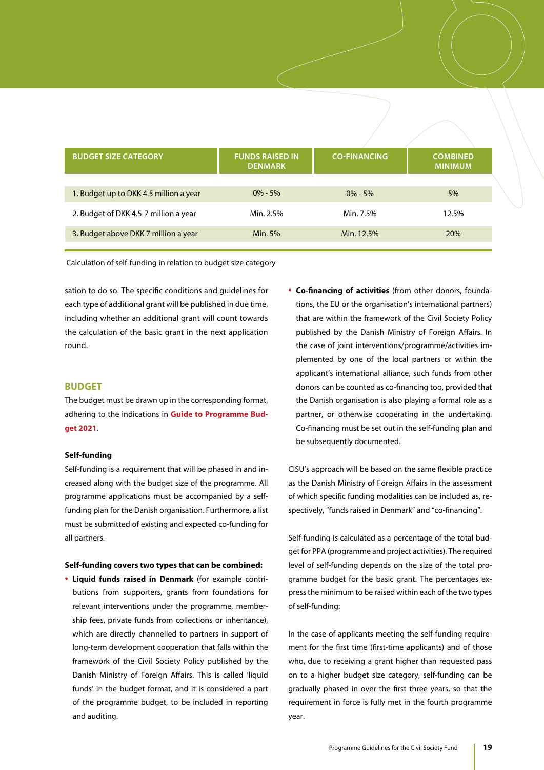| BUDGET SIZE CATEGORY | FUNDS RAISED IN DENMARK | CO-FINANCING | COMBINED MINIMUM |
|---|---|---|---|
| 1. Budget up to DKK 4.5 million a year | 0% - 5% | 0% - 5% | 5% |
| 2. Budget of DKK 4.5-7 million a year | Min. 2.5% | Min. 7.5% | 12.5% |
| 3. Budget above DKK 7 million a year | Min. 5% | Min. 12.5% | 20% |

Calculation of self-funding in relation to budget size category

sation to do so. The specific conditions and guidelines for each type of additional grant will be published in due time, including whether an additional grant will count towards the calculation of the basic grant in the next application round.

## BUDGET

The budget must be drawn up in the corresponding format, adhering to the indications in **Guide to Programme Budget 2021**.

### Self-funding

Self-funding is a requirement that will be phased in and increased along with the budget size of the programme. All programme applications must be accompanied by a self-funding plan for the Danish organisation. Furthermore, a list must be submitted of existing and expected co-funding for all partners.

**Self-funding covers two types that can be combined:**

- **Liquid funds raised in Denmark** (for example contributions from supporters, grants from foundations for relevant interventions under the programme, membership fees, private funds from collections or inheritance), which are directly channelled to partners in support of long-term development cooperation that falls within the framework of the Civil Society Policy published by the Danish Ministry of Foreign Affairs. This is called 'liquid funds' in the budget format, and it is considered a part of the programme budget, to be included in reporting and auditing.
- **Co-financing of activities** (from other donors, foundations, the EU or the organisation's international partners) that are within the framework of the Civil Society Policy published by the Danish Ministry of Foreign Affairs. In the case of joint interventions/programme/activities implemented by one of the local partners or within the applicant's international alliance, such funds from other donors can be counted as co-financing too, provided that the Danish organisation is also playing a formal role as a partner, or otherwise cooperating in the undertaking. Co-financing must be set out in the self-funding plan and be subsequently documented.

CISU's approach will be based on the same flexible practice as the Danish Ministry of Foreign Affairs in the assessment of which specific funding modalities can be included as, respectively, "funds raised in Denmark" and "co-financing".

Self-funding is calculated as a percentage of the total budget for PPA (programme and project activities). The required level of self-funding depends on the size of the total programme budget for the basic grant. The percentages express the minimum to be raised within each of the two types of self-funding:

In the case of applicants meeting the self-funding requirement for the first time (first-time applicants) and of those who, due to receiving a grant higher than requested pass on to a higher budget size category, self-funding can be gradually phased in over the first three years, so that the requirement in force is fully met in the fourth programme year.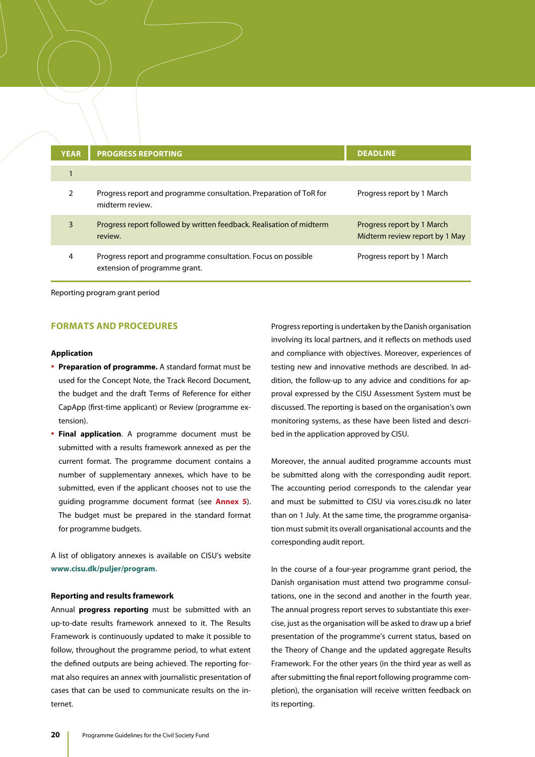| YEAR | PROGRESS REPORTING | DEADLINE |
|---|---|---|
| 1 | | |
| 2 | Progress report and programme consultation. Preparation of ToR for midterm review. | Progress report by 1 March |
| 3 | Progress report followed by written feedback. Realisation of midterm review. | Progress report by 1 March<br>Midterm review report by 1 May |
| 4 | Progress report and programme consultation. Focus on possible extension of programme grant. | Progress report by 1 March |

Reporting program grant period

## FORMATS AND PROCEDURES

### Application

- **Preparation of programme.** A standard format must be used for the Concept Note, the Track Record Document, the budget and the draft Terms of Reference for either CapApp (first-time applicant) or Review (programme extension).
- **Final application**. A programme document must be submitted with a results framework annexed as per the current format. The programme document contains a number of supplementary annexes, which have to be submitted, even if the applicant chooses not to use the guiding programme document format (see **Annex 5**). The budget must be prepared in the standard format for programme budgets.

A list of obligatory annexes is available on CISU's website **www.cisu.dk/puljer/program**.

### Reporting and results framework

Annual **progress reporting** must be submitted with an up-to-date results framework annexed to it. The Results Framework is continuously updated to make it possible to follow, throughout the programme period, to what extent the defined outputs are being achieved. The reporting format also requires an annex with journalistic presentation of cases that can be used to communicate results on the internet.

Progress reporting is undertaken by the Danish organisation involving its local partners, and it reflects on methods used and compliance with objectives. Moreover, experiences of testing new and innovative methods are described. In addition, the follow-up to any advice and conditions for approval expressed by the CISU Assessment System must be discussed. The reporting is based on the organisation's own monitoring systems, as these have been listed and described in the application approved by CISU.

Moreover, the annual audited programme accounts must be submitted along with the corresponding audit report. The accounting period corresponds to the calendar year and must be submitted to CISU via vores.cisu.dk no later than on 1 July. At the same time, the programme organisation must submit its overall organisational accounts and the corresponding audit report.

In the course of a four-year programme grant period, the Danish organisation must attend two programme consultations, one in the second and another in the fourth year. The annual progress report serves to substantiate this exercise, just as the organisation will be asked to draw up a brief presentation of the programme's current status, based on the Theory of Change and the updated aggregate Results Framework. For the other years (in the third year as well as after submitting the final report following programme completion), the organisation will receive written feedback on its reporting.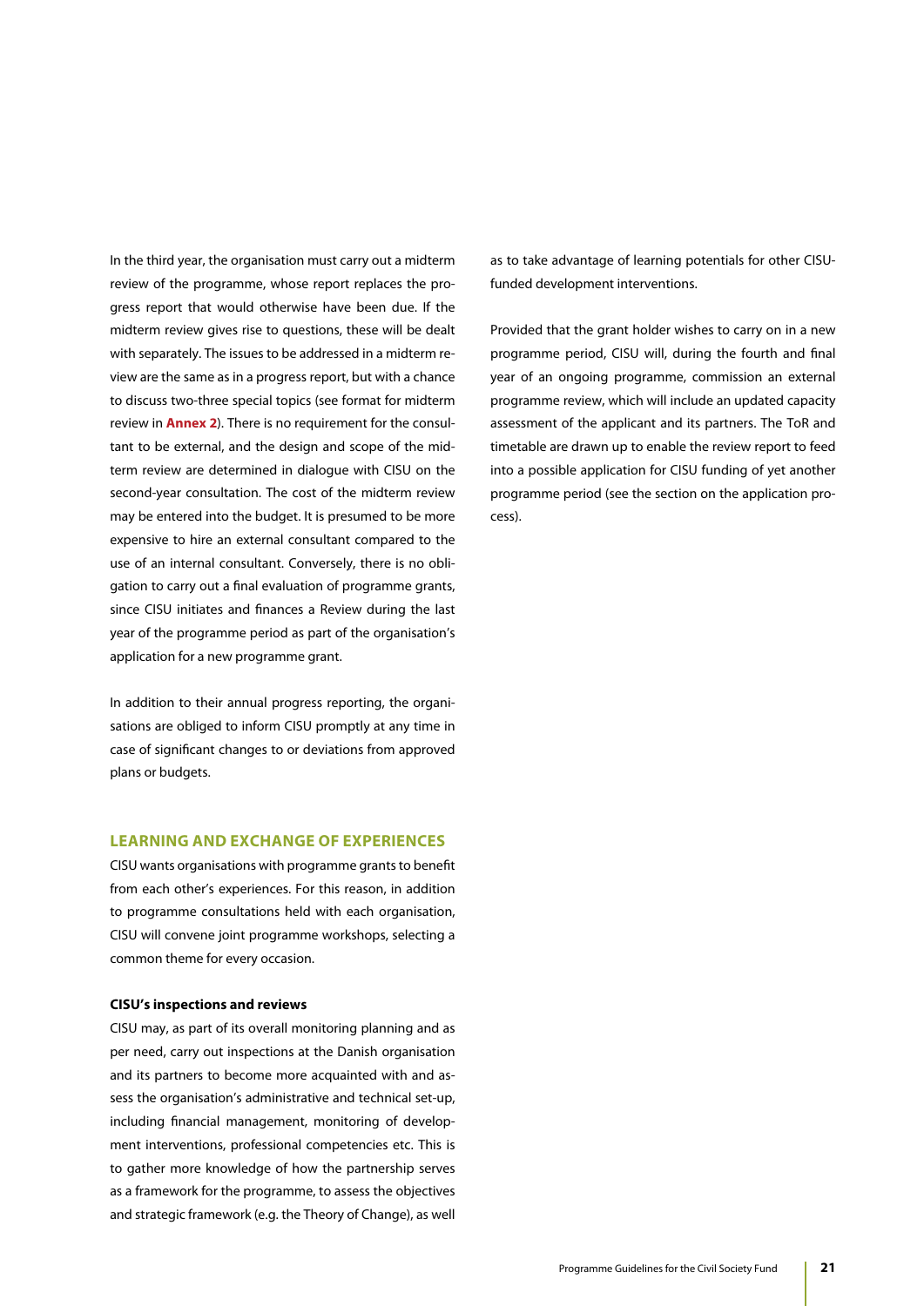In the third year, the organisation must carry out a midterm review of the programme, whose report replaces the progress report that would otherwise have been due. If the midterm review gives rise to questions, these will be dealt with separately. The issues to be addressed in a midterm review are the same as in a progress report, but with a chance to discuss two-three special topics (see format for midterm review in **Annex 2**). There is no requirement for the consultant to be external, and the design and scope of the midterm review are determined in dialogue with CISU on the second-year consultation. The cost of the midterm review may be entered into the budget. It is presumed to be more expensive to hire an external consultant compared to the use of an internal consultant. Conversely, there is no obligation to carry out a final evaluation of programme grants, since CISU initiates and finances a Review during the last year of the programme period as part of the organisation's application for a new programme grant.

In addition to their annual progress reporting, the organisations are obliged to inform CISU promptly at any time in case of significant changes to or deviations from approved plans or budgets.

## LEARNING AND EXCHANGE OF EXPERIENCES

CISU wants organisations with programme grants to benefit from each other's experiences. For this reason, in addition to programme consultations held with each organisation, CISU will convene joint programme workshops, selecting a common theme for every occasion.

### CISU's inspections and reviews

CISU may, as part of its overall monitoring planning and as per need, carry out inspections at the Danish organisation and its partners to become more acquainted with and assess the organisation's administrative and technical set-up, including financial management, monitoring of development interventions, professional competencies etc. This is to gather more knowledge of how the partnership serves as a framework for the programme, to assess the objectives and strategic framework (e.g. the Theory of Change), as well as to take advantage of learning potentials for other CISU-funded development interventions.

Provided that the grant holder wishes to carry on in a new programme period, CISU will, during the fourth and final year of an ongoing programme, commission an external programme review, which will include an updated capacity assessment of the applicant and its partners. The ToR and timetable are drawn up to enable the review report to feed into a possible application for CISU funding of yet another programme period (see the section on the application process).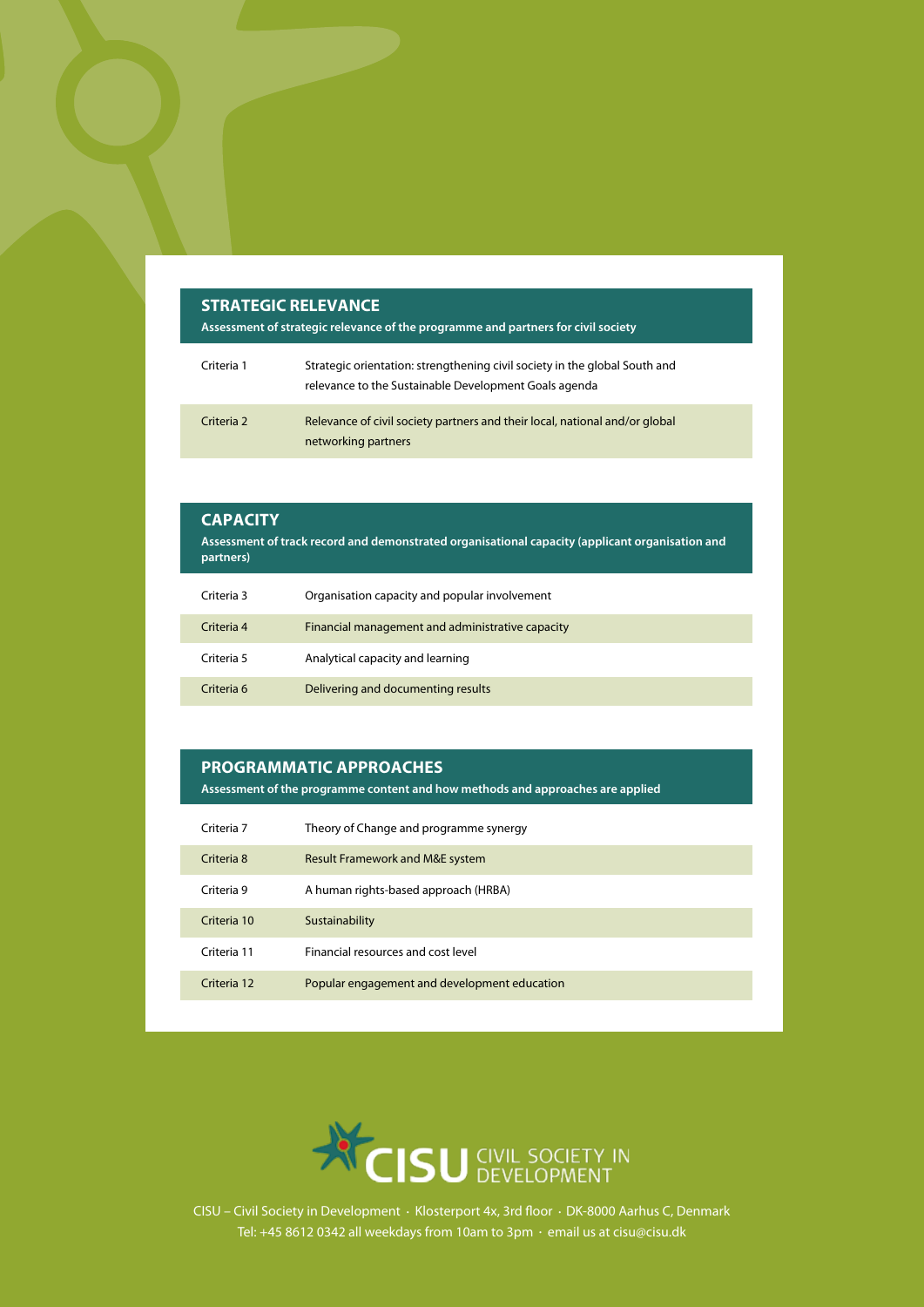## STRATEGIC RELEVANCE

**Assessment of strategic relevance of the programme and partners for civil society**

| | |
|---|---|
| Criteria 1 | Strategic orientation: strengthening civil society in the global South and relevance to the Sustainable Development Goals agenda |
| Criteria 2 | Relevance of civil society partners and their local, national and/or global networking partners |

## CAPACITY

**Assessment of track record and demonstrated organisational capacity (applicant organisation and partners)**

| | |
|---|---|
| Criteria 3 | Organisation capacity and popular involvement |
| Criteria 4 | Financial management and administrative capacity |
| Criteria 5 | Analytical capacity and learning |
| Criteria 6 | Delivering and documenting results |

## PROGRAMMATIC APPROACHES

**Assessment of the programme content and how methods and approaches are applied**

| | |
|---|---|
| Criteria 7 | Theory of Change and programme synergy |
| Criteria 8 | Result Framework and M&E system |
| Criteria 9 | A human rights-based approach (HRBA) |
| Criteria 10 | Sustainability |
| Criteria 11 | Financial resources and cost level |
| Criteria 12 | Popular engagement and development education |

CISU CIVIL SOCIETY IN DEVELOPMENT

CISU – Civil Society in Development · Klosterport 4x, 3rd floor · DK-8000 Aarhus C, Denmark
Tel: +45 8612 0342 all weekdays from 10am to 3pm · email us at cisu@cisu.dk